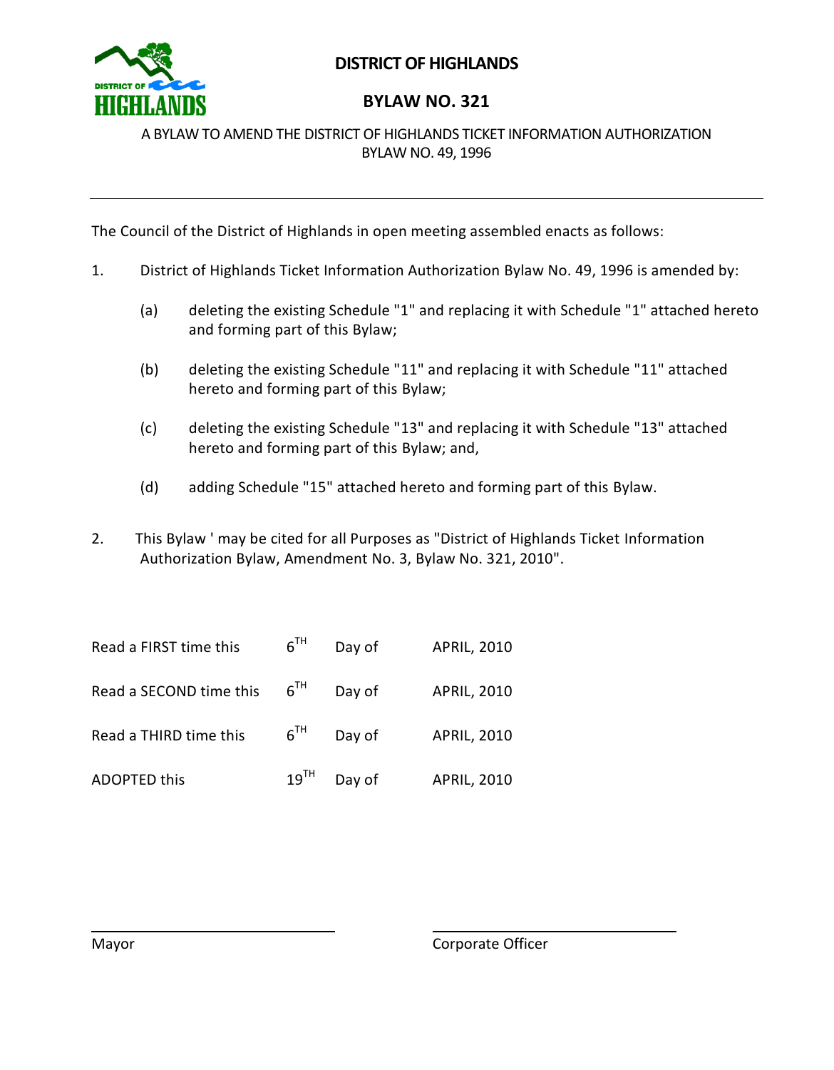# DISTRICT OF HIGHLANDS

## BYLAW NO. 321

A BYLAW TO AMEND THE DISTRICT OF HIGHLANDS TICKET INFORMATION AUTHORIZATION BYLAW NO. 49, 1996

---

The Council of the District of Highlands in open meeting assembled enacts as follows:

1. District of Highlands Ticket Information Authorization Bylaw No. 49, 1996 is amended by:

   (a) deleting the existing Schedule "1" and replacing it with Schedule "1" attached hereto and forming part of this Bylaw;

   (b) deleting the existing Schedule "11" and replacing it with Schedule "11" attached hereto and forming part of this Bylaw;

   (c) deleting the existing Schedule "13" and replacing it with Schedule "13" attached hereto and forming part of this Bylaw; and,

   (d) adding Schedule "15" attached hereto and forming part of this Bylaw.

2. This Bylaw ' may be cited for all Purposes as "District of Highlands Ticket Information Authorization Bylaw, Amendment No. 3, Bylaw No. 321, 2010".

| | | | |
|---|---|---|---|
| Read a FIRST time this | 6TH | Day of | APRIL, 2010 |
| Read a SECOND time this | 6TH | Day of | APRIL, 2010 |
| Read a THIRD time this | 6TH | Day of | APRIL, 2010 |
| ADOPTED this | 19TH | Day of | APRIL, 2010 |

Mayor

Corporate Officer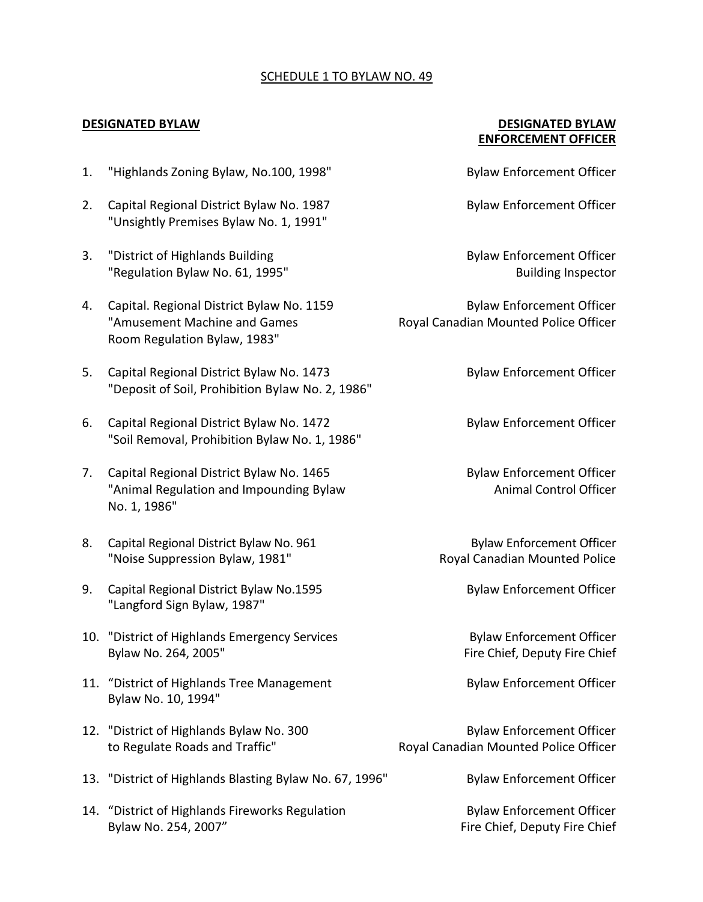SCHEDULE 1 TO BYLAW NO. 49

| DESIGNATED BYLAW | DESIGNATED BYLAW ENFORCEMENT OFFICER |
|---|---|
| 1. "Highlands Zoning Bylaw, No.100, 1998" | Bylaw Enforcement Officer |
| 2. Capital Regional District Bylaw No. 1987 "Unsightly Premises Bylaw No. 1, 1991" | Bylaw Enforcement Officer |
| 3. "District of Highlands Building "Regulation Bylaw No. 61, 1995" | Bylaw Enforcement Officer<br>Building Inspector |
| 4. Capital. Regional District Bylaw No. 1159 "Amusement Machine and Games Room Regulation Bylaw, 1983" | Bylaw Enforcement Officer<br>Royal Canadian Mounted Police Officer |
| 5. Capital Regional District Bylaw No. 1473 "Deposit of Soil, Prohibition Bylaw No. 2, 1986" | Bylaw Enforcement Officer |
| 6. Capital Regional District Bylaw No. 1472 "Soil Removal, Prohibition Bylaw No. 1, 1986" | Bylaw Enforcement Officer |
| 7. Capital Regional District Bylaw No. 1465 "Animal Regulation and Impounding Bylaw No. 1, 1986" | Bylaw Enforcement Officer<br>Animal Control Officer |
| 8. Capital Regional District Bylaw No. 961 "Noise Suppression Bylaw, 1981" | Bylaw Enforcement Officer<br>Royal Canadian Mounted Police |
| 9. Capital Regional District Bylaw No.1595 "Langford Sign Bylaw, 1987" | Bylaw Enforcement Officer |
| 10. "District of Highlands Emergency Services Bylaw No. 264, 2005" | Bylaw Enforcement Officer<br>Fire Chief, Deputy Fire Chief |
| 11. "District of Highlands Tree Management Bylaw No. 10, 1994" | Bylaw Enforcement Officer |
| 12. "District of Highlands Bylaw No. 300 to Regulate Roads and Traffic" | Bylaw Enforcement Officer<br>Royal Canadian Mounted Police Officer |
| 13. "District of Highlands Blasting Bylaw No. 67, 1996" | Bylaw Enforcement Officer |
| 14. "District of Highlands Fireworks Regulation Bylaw No. 254, 2007" | Bylaw Enforcement Officer<br>Fire Chief, Deputy Fire Chief |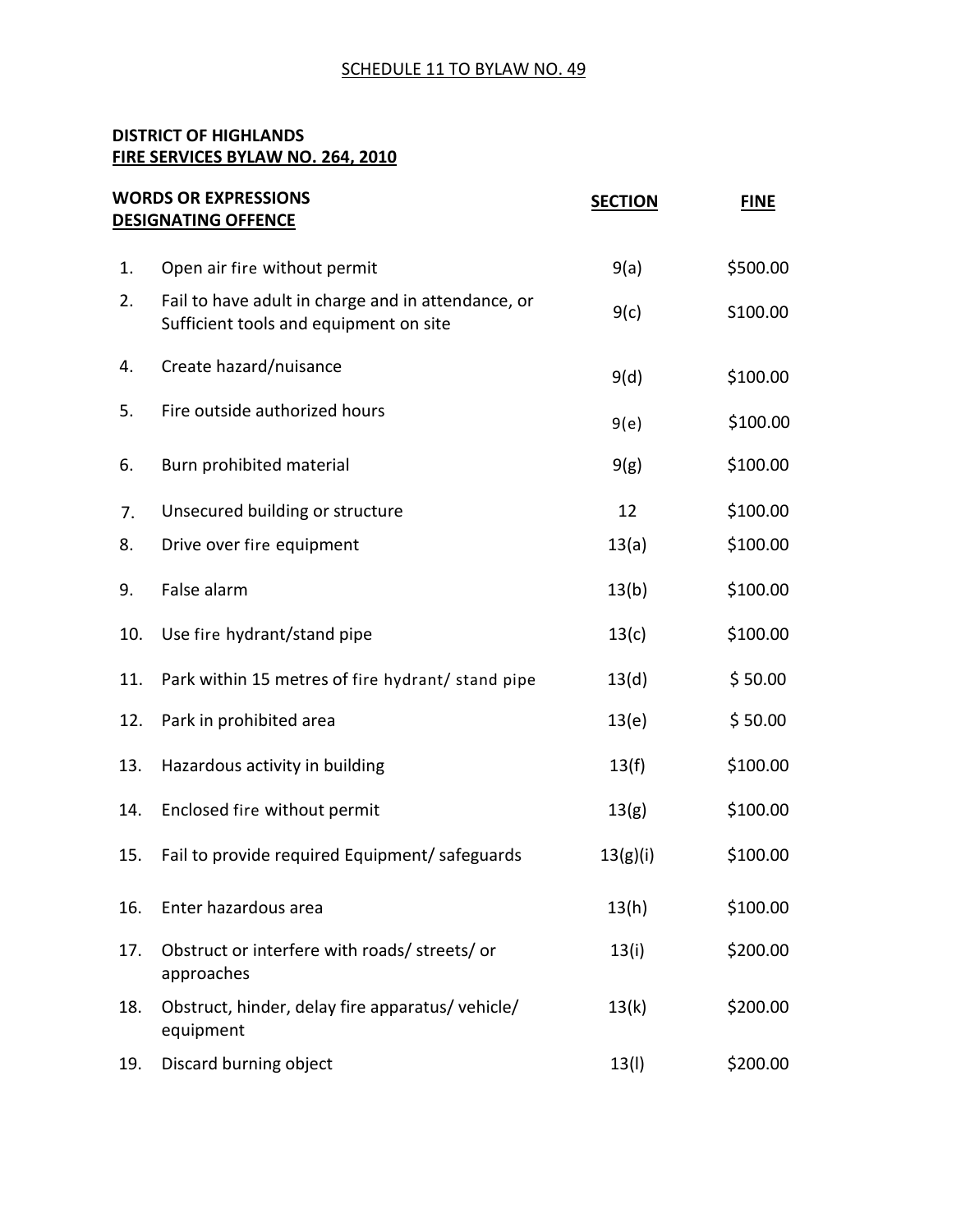SCHEDULE 11 TO BYLAW NO. 49

**DISTRICT OF HIGHLANDS**
**FIRE SERVICES BYLAW NO. 264, 2010**

| | WORDS OR EXPRESSIONS DESIGNATING OFFENCE | SECTION | FINE |
|---|---|---|---|
| 1. | Open air fire without permit | 9(a) | $500.00 |
| 2. | Fail to have adult in charge and in attendance, or Sufficient tools and equipment on site | 9(c) | S100.00 |
| 4. | Create hazard/nuisance | 9(d) | $100.00 |
| 5. | Fire outside authorized hours | 9(e) | $100.00 |
| 6. | Burn prohibited material | 9(g) | $100.00 |
| 7. | Unsecured building or structure | 12 | $100.00 |
| 8. | Drive over fire equipment | 13(a) | $100.00 |
| 9. | False alarm | 13(b) | $100.00 |
| 10. | Use fire hydrant/stand pipe | 13(c) | $100.00 |
| 11. | Park within 15 metres of fire hydrant/ stand pipe | 13(d) | $ 50.00 |
| 12. | Park in prohibited area | 13(e) | $ 50.00 |
| 13. | Hazardous activity in building | 13(f) | $100.00 |
| 14. | Enclosed fire without permit | 13(g) | $100.00 |
| 15. | Fail to provide required Equipment/ safeguards | 13(g)(i) | $100.00 |
| 16. | Enter hazardous area | 13(h) | $100.00 |
| 17. | Obstruct or interfere with roads/ streets/ or approaches | 13(i) | $200.00 |
| 18. | Obstruct, hinder, delay fire apparatus/ vehicle/ equipment | 13(k) | $200.00 |
| 19. | Discard burning object | 13(l) | $200.00 |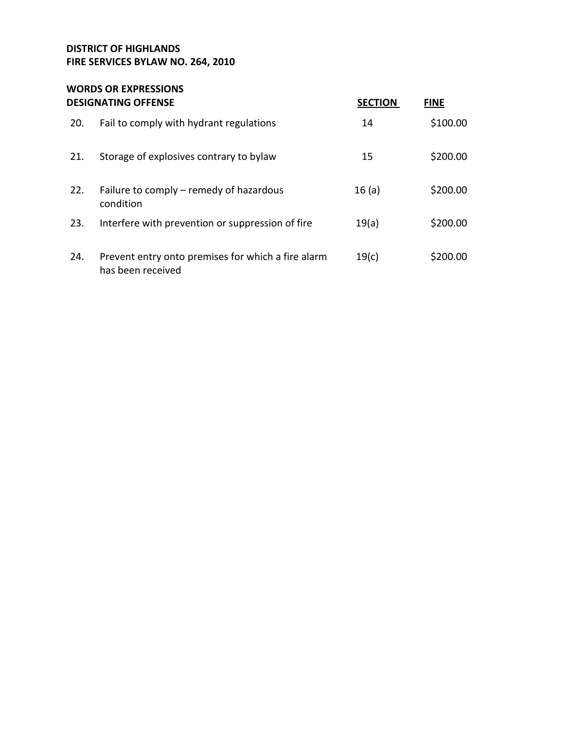**DISTRICT OF HIGHLANDS**
**FIRE SERVICES BYLAW NO. 264, 2010**

| | **WORDS OR EXPRESSIONS DESIGNATING OFFENSE** | **SECTION** | **FINE** |
|---|---|---|---|
| 20. | Fail to comply with hydrant regulations | 14 | $100.00 |
| 21. | Storage of explosives contrary to bylaw | 15 | $200.00 |
| 22. | Failure to comply – remedy of hazardous condition | 16 (a) | $200.00 |
| 23. | Interfere with prevention or suppression of fire | 19(a) | $200.00 |
| 24. | Prevent entry onto premises for which a fire alarm has been received | 19(c) | $200.00 |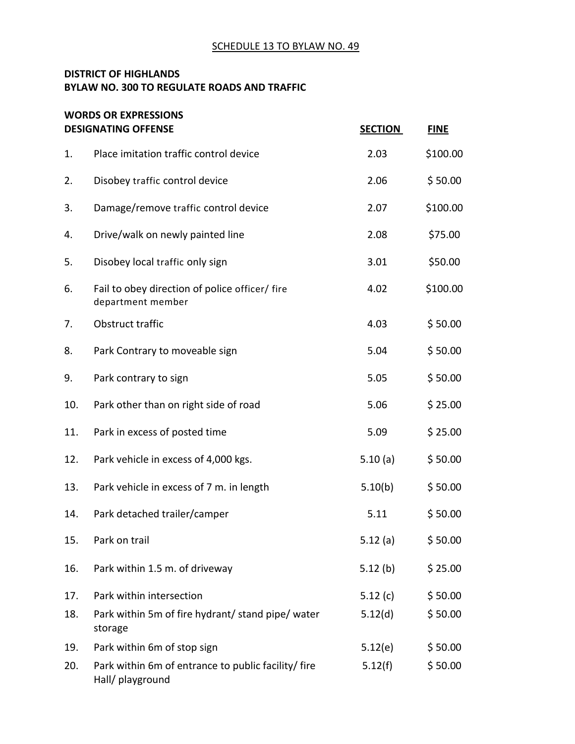SCHEDULE 13 TO BYLAW NO. 49

**DISTRICT OF HIGHLANDS**
**BYLAW NO. 300 TO REGULATE ROADS AND TRAFFIC**

| | **WORDS OR EXPRESSIONS DESIGNATING OFFENSE** | **SECTION** | **FINE** |
|---|---|---|---|
| 1. | Place imitation traffic control device | 2.03 | $100.00 |
| 2. | Disobey traffic control device | 2.06 | $ 50.00 |
| 3. | Damage/remove traffic control device | 2.07 | $100.00 |
| 4. | Drive/walk on newly painted line | 2.08 | $75.00 |
| 5. | Disobey local traffic only sign | 3.01 | $50.00 |
| 6. | Fail to obey direction of police officer/ fire department member | 4.02 | $100.00 |
| 7. | Obstruct traffic | 4.03 | $ 50.00 |
| 8. | Park Contrary to moveable sign | 5.04 | $ 50.00 |
| 9. | Park contrary to sign | 5.05 | $ 50.00 |
| 10. | Park other than on right side of road | 5.06 | $ 25.00 |
| 11. | Park in excess of posted time | 5.09 | $ 25.00 |
| 12. | Park vehicle in excess of 4,000 kgs. | 5.10 (a) | $ 50.00 |
| 13. | Park vehicle in excess of 7 m. in length | 5.10(b) | $ 50.00 |
| 14. | Park detached trailer/camper | 5.11 | $ 50.00 |
| 15. | Park on trail | 5.12 (a) | $ 50.00 |
| 16. | Park within 1.5 m. of driveway | 5.12 (b) | $ 25.00 |
| 17. | Park within intersection | 5.12 (c) | $ 50.00 |
| 18. | Park within 5m of fire hydrant/ stand pipe/ water storage | 5.12(d) | $ 50.00 |
| 19. | Park within 6m of stop sign | 5.12(e) | $ 50.00 |
| 20. | Park within 6m of entrance to public facility/ fire Hall/ playground | 5.12(f) | $ 50.00 |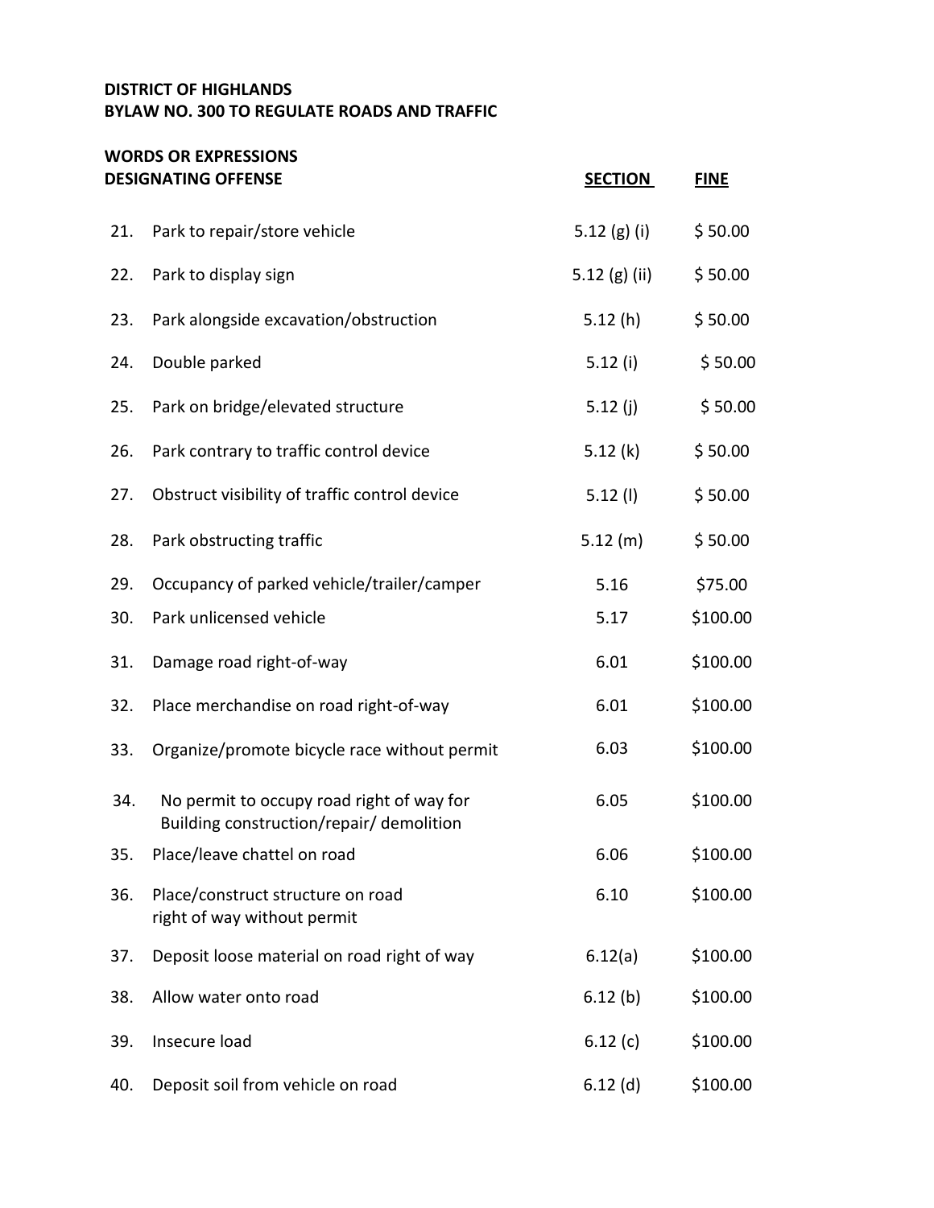**DISTRICT OF HIGHLANDS**
**BYLAW NO. 300 TO REGULATE ROADS AND TRAFFIC**

| | WORDS OR EXPRESSIONS DESIGNATING OFFENSE | SECTION | FINE |
|---|---|---|---|
| 21. | Park to repair/store vehicle | 5.12 (g) (i) | $ 50.00 |
| 22. | Park to display sign | 5.12 (g) (ii) | $ 50.00 |
| 23. | Park alongside excavation/obstruction | 5.12 (h) | $ 50.00 |
| 24. | Double parked | 5.12 (i) | $ 50.00 |
| 25. | Park on bridge/elevated structure | 5.12 (j) | $ 50.00 |
| 26. | Park contrary to traffic control device | 5.12 (k) | $ 50.00 |
| 27. | Obstruct visibility of traffic control device | 5.12 (l) | $ 50.00 |
| 28. | Park obstructing traffic | 5.12 (m) | $ 50.00 |
| 29. | Occupancy of parked vehicle/trailer/camper | 5.16 | $75.00 |
| 30. | Park unlicensed vehicle | 5.17 | $100.00 |
| 31. | Damage road right-of-way | 6.01 | $100.00 |
| 32. | Place merchandise on road right-of-way | 6.01 | $100.00 |
| 33. | Organize/promote bicycle race without permit | 6.03 | $100.00 |
| 34. | No permit to occupy road right of way for Building construction/repair/ demolition | 6.05 | $100.00 |
| 35. | Place/leave chattel on road | 6.06 | $100.00 |
| 36. | Place/construct structure on road right of way without permit | 6.10 | $100.00 |
| 37. | Deposit loose material on road right of way | 6.12(a) | $100.00 |
| 38. | Allow water onto road | 6.12 (b) | $100.00 |
| 39. | Insecure load | 6.12 (c) | $100.00 |
| 40. | Deposit soil from vehicle on road | 6.12 (d) | $100.00 |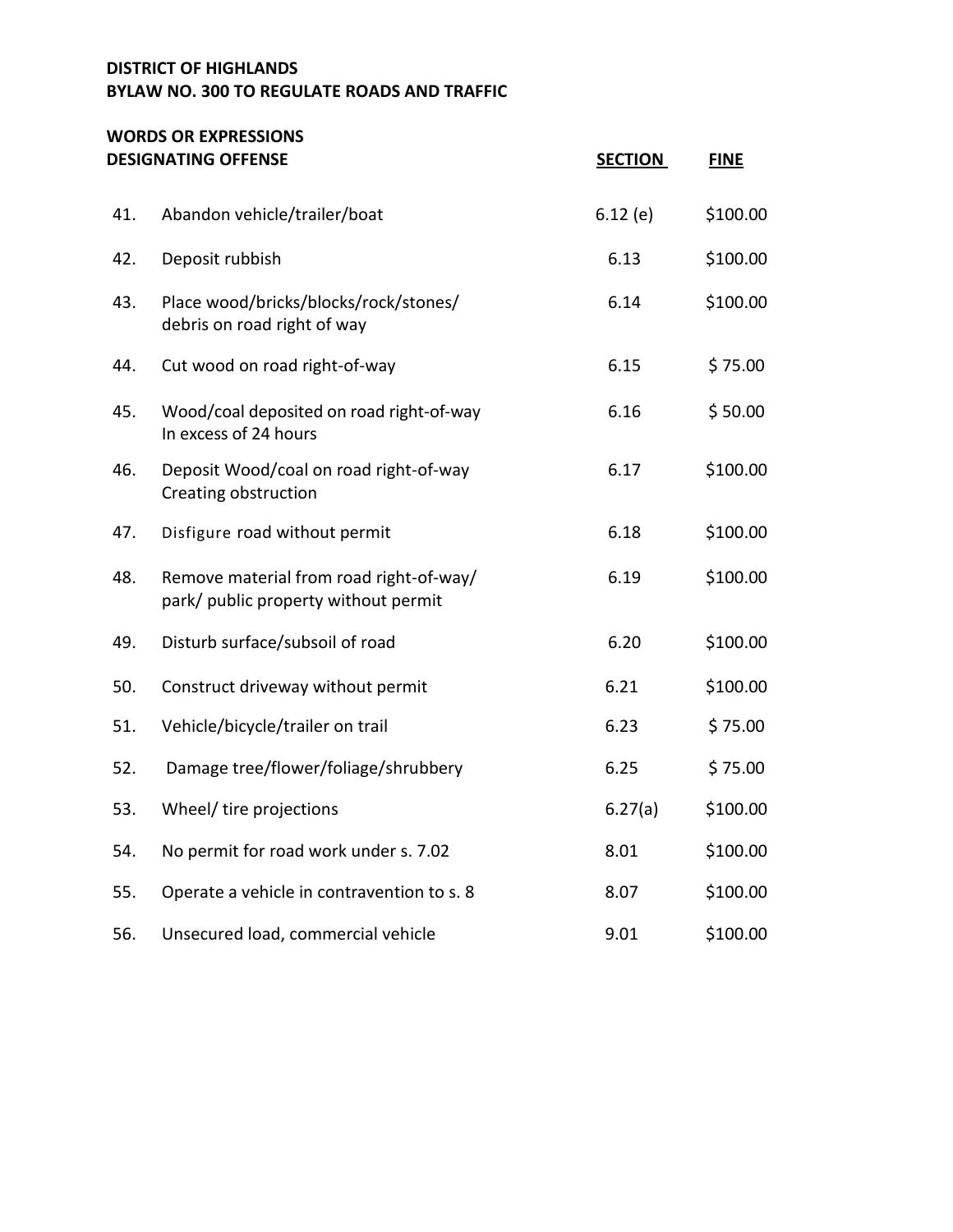**DISTRICT OF HIGHLANDS**
**BYLAW NO. 300 TO REGULATE ROADS AND TRAFFIC**

| | **WORDS OR EXPRESSIONS DESIGNATING OFFENSE** | **SECTION** | **FINE** |
|---|---|---|---|
| 41. | Abandon vehicle/trailer/boat | 6.12 (e) | $100.00 |
| 42. | Deposit rubbish | 6.13 | $100.00 |
| 43. | Place wood/bricks/blocks/rock/stones/ debris on road right of way | 6.14 | $100.00 |
| 44. | Cut wood on road right-of-way | 6.15 | $ 75.00 |
| 45. | Wood/coal deposited on road right-of-way In excess of 24 hours | 6.16 | $ 50.00 |
| 46. | Deposit Wood/coal on road right-of-way Creating obstruction | 6.17 | $100.00 |
| 47. | Disfigure road without permit | 6.18 | $100.00 |
| 48. | Remove material from road right-of-way/ park/ public property without permit | 6.19 | $100.00 |
| 49. | Disturb surface/subsoil of road | 6.20 | $100.00 |
| 50. | Construct driveway without permit | 6.21 | $100.00 |
| 51. | Vehicle/bicycle/trailer on trail | 6.23 | $ 75.00 |
| 52. | Damage tree/flower/foliage/shrubbery | 6.25 | $ 75.00 |
| 53. | Wheel/ tire projections | 6.27(a) | $100.00 |
| 54. | No permit for road work under s. 7.02 | 8.01 | $100.00 |
| 55. | Operate a vehicle in contravention to s. 8 | 8.07 | $100.00 |
| 56. | Unsecured load, commercial vehicle | 9.01 | $100.00 |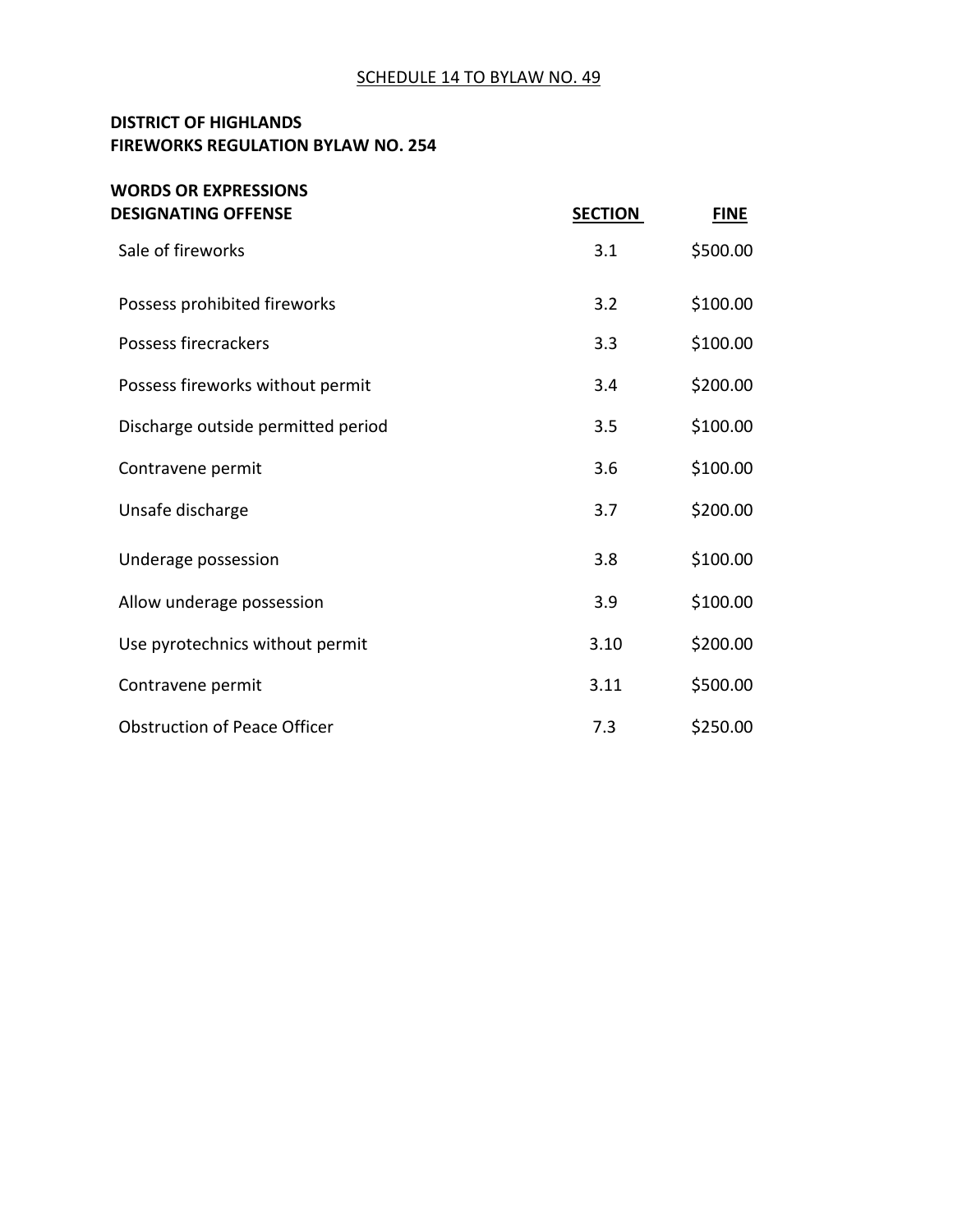SCHEDULE 14 TO BYLAW NO. 49

**DISTRICT OF HIGHLANDS**
**FIREWORKS REGULATION BYLAW NO. 254**

| WORDS OR EXPRESSIONS DESIGNATING OFFENSE | SECTION | FINE |
|---|---|---|
| Sale of fireworks | 3.1 | \$500.00 |
| Possess prohibited fireworks | 3.2 | \$100.00 |
| Possess firecrackers | 3.3 | \$100.00 |
| Possess fireworks without permit | 3.4 | \$200.00 |
| Discharge outside permitted period | 3.5 | \$100.00 |
| Contravene permit | 3.6 | \$100.00 |
| Unsafe discharge | 3.7 | \$200.00 |
| Underage possession | 3.8 | \$100.00 |
| Allow underage possession | 3.9 | \$100.00 |
| Use pyrotechnics without permit | 3.10 | \$200.00 |
| Contravene permit | 3.11 | \$500.00 |
| Obstruction of Peace Officer | 7.3 | \$250.00 |